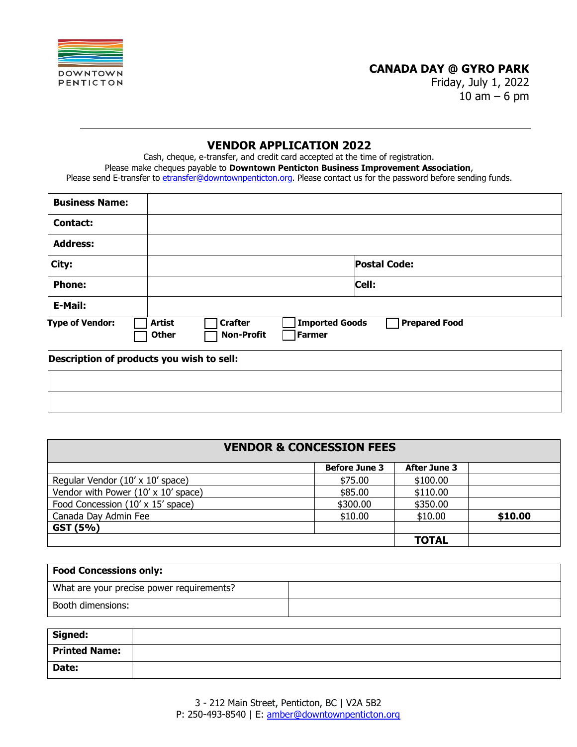DOWNTOWN PENTICTON

**CANADA DAY @ GYRO PARK**
Friday, July 1, 2022
10 am – 6 pm

## VENDOR APPLICATION 2022

Cash, cheque, e-transfer, and credit card accepted at the time of registration.
Please make cheques payable to **Downtown Penticton Business Improvement Association**,
Please send E-transfer to etransfer@downtownpenticton.org. Please contact us for the password before sending funds.

| **Business Name:** | | | |
|---|---|---|---|
| **Contact:** | | | |
| **Address:** | | | |
| **City:** | | **Postal Code:** | |
| **Phone:** | | **Cell:** | |
| **E-Mail:** | | | |

**Type of Vendor:** ☐ **Artist** ☐ **Crafter** ☐ **Imported Goods** ☐ **Prepared Food** ☐ **Other** ☐ **Non-Profit** ☐ **Farmer**

| **Description of products you wish to sell:** | |
|---|---|
| | |
| | |

| **VENDOR & CONCESSION FEES** | | | |
|---|---|---|---|
| | **Before June 3** | **After June 3** | |
| Regular Vendor (10' x 10' space) | $75.00 | $100.00 | |
| Vendor with Power (10' x 10' space) | $85.00 | $110.00 | |
| Food Concession (10' x 15' space) | $300.00 | $350.00 | |
| Canada Day Admin Fee | $10.00 | $10.00 | **$10.00** |
| **GST (5%)** | | | |
| | | **TOTAL** | |

| **Food Concessions only:** | |
|---|---|
| What are your precise power requirements? | |
| Booth dimensions: | |

| **Signed:** | |
|---|---|
| **Printed Name:** | |
| **Date:** | |

3 - 212 Main Street, Penticton, BC | V2A 5B2
P: 250-493-8540 | E: amber@downtownpenticton.org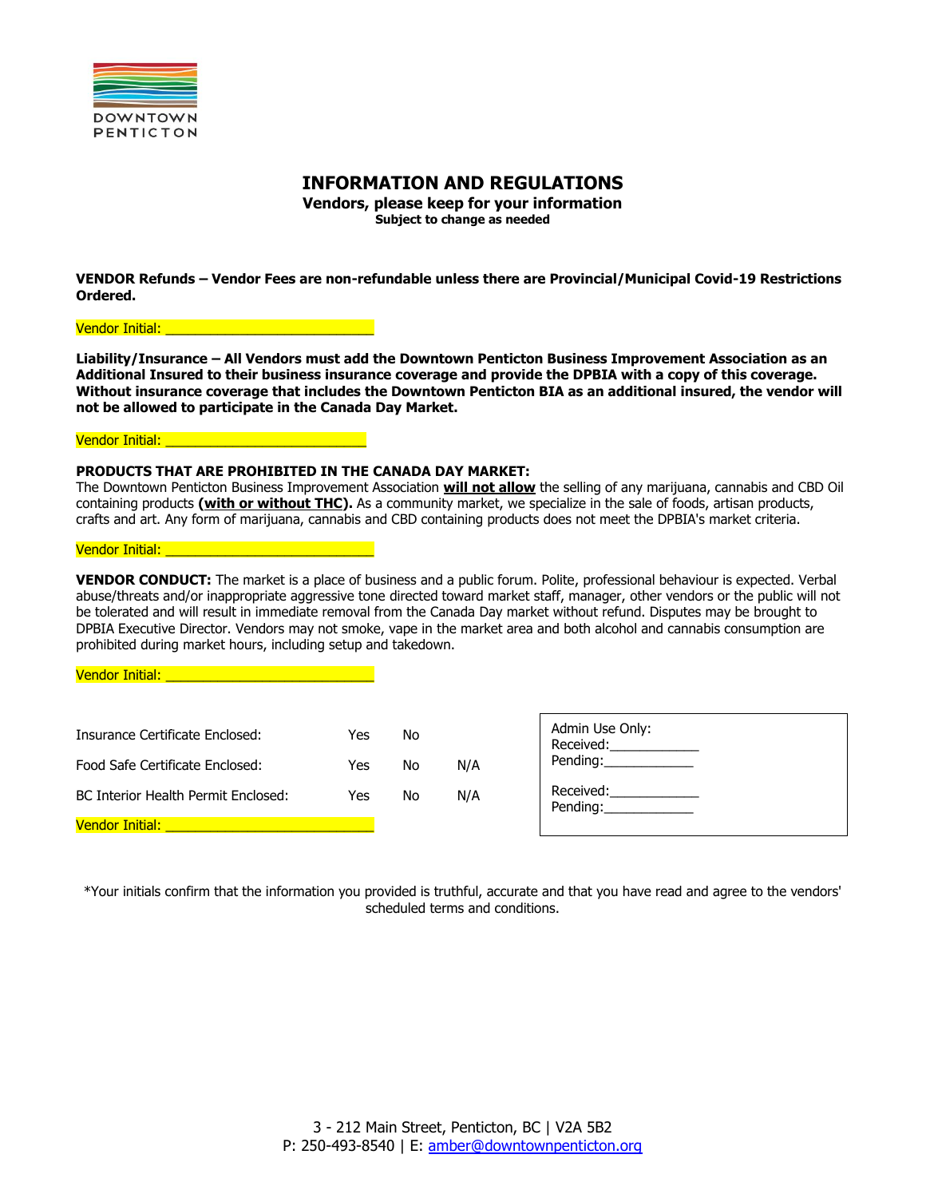# INFORMATION AND REGULATIONS

**Vendors, please keep for your information**

**Subject to change as needed**

**VENDOR Refunds – Vendor Fees are non-refundable unless there are Provincial/Municipal Covid-19 Restrictions Ordered.**

Vendor Initial: ___________________________

**Liability/Insurance – All Vendors must add the Downtown Penticton Business Improvement Association as an Additional Insured to their business insurance coverage and provide the DPBIA with a copy of this coverage. Without insurance coverage that includes the Downtown Penticton BIA as an additional insured, the vendor will not be allowed to participate in the Canada Day Market.**

Vendor Initial: ___________________________

**PRODUCTS THAT ARE PROHIBITED IN THE CANADA DAY MARKET:**

The Downtown Penticton Business Improvement Association **will not allow** the selling of any marijuana, cannabis and CBD Oil containing products **(with or without THC).** As a community market, we specialize in the sale of foods, artisan products, crafts and art. Any form of marijuana, cannabis and CBD containing products does not meet the DPBIA's market criteria.

Vendor Initial: ___________________________

**VENDOR CONDUCT:** The market is a place of business and a public forum. Polite, professional behaviour is expected. Verbal abuse/threats and/or inappropriate aggressive tone directed toward market staff, manager, other vendors or the public will not be tolerated and will result in immediate removal from the Canada Day market without refund. Disputes may be brought to DPBIA Executive Director. Vendors may not smoke, vape in the market area and both alcohol and cannabis consumption are prohibited during market hours, including setup and takedown.

Vendor Initial: ___________________________

| | | | |
|---|---|---|---|
| Insurance Certificate Enclosed: | Yes | No | |
| Food Safe Certificate Enclosed: | Yes | No | N/A |
| BC Interior Health Permit Enclosed: | Yes | No | N/A |

Vendor Initial: ___________________________

Admin Use Only:
Received:____________
Pending:____________

Received:____________
Pending:____________

*Your initials confirm that the information you provided is truthful, accurate and that you have read and agree to the vendors' scheduled terms and conditions.

3 - 212 Main Street, Penticton, BC | V2A 5B2
P: 250-493-8540 | E: amber@downtownpenticton.org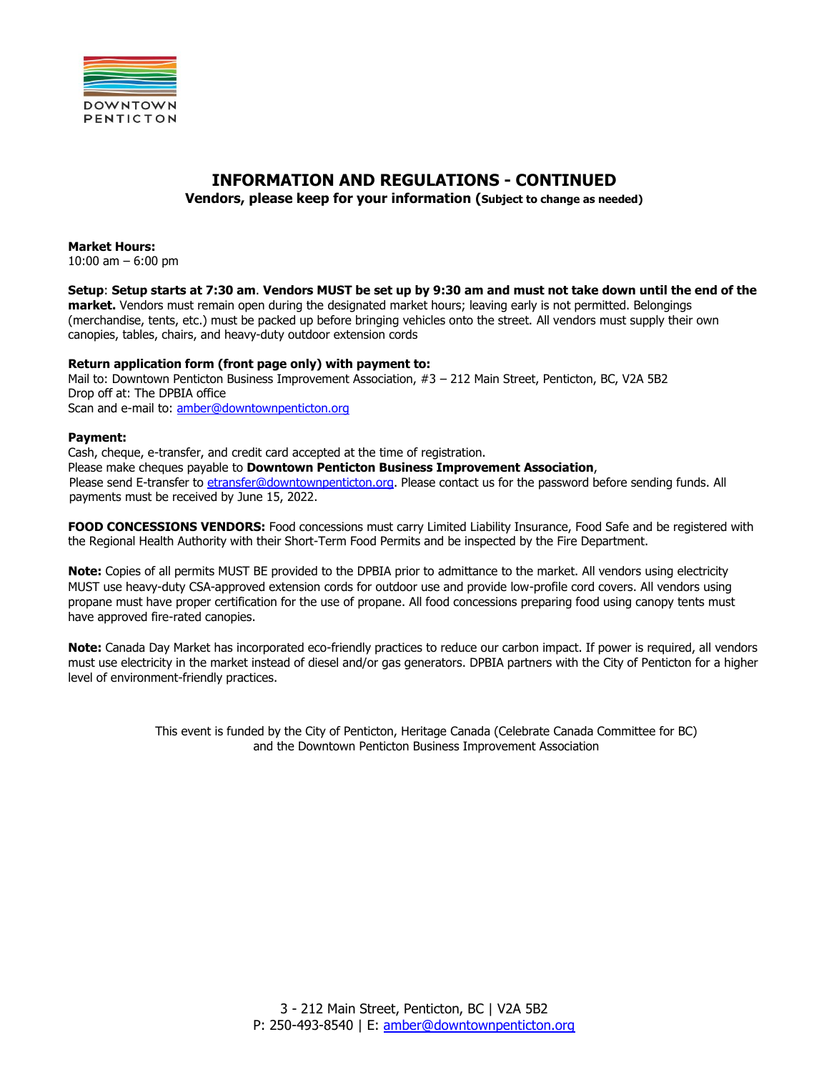DOWNTOWN PENTICTON

# INFORMATION AND REGULATIONS - CONTINUED

**Vendors, please keep for your information (Subject to change as needed)**

**Market Hours:**
10:00 am – 6:00 pm

**Setup**: **Setup starts at 7:30 am**. **Vendors MUST be set up by 9:30 am and must not take down until the end of the market.** Vendors must remain open during the designated market hours; leaving early is not permitted. Belongings (merchandise, tents, etc.) must be packed up before bringing vehicles onto the street. All vendors must supply their own canopies, tables, chairs, and heavy-duty outdoor extension cords

**Return application form (front page only) with payment to:**
Mail to: Downtown Penticton Business Improvement Association, #3 – 212 Main Street, Penticton, BC, V2A 5B2
Drop off at: The DPBIA office
Scan and e-mail to: amber@downtownpenticton.org

**Payment:**
Cash, cheque, e-transfer, and credit card accepted at the time of registration.
Please make cheques payable to **Downtown Penticton Business Improvement Association**,
Please send E-transfer to etransfer@downtownpenticton.org. Please contact us for the password before sending funds. All payments must be received by June 15, 2022.

**FOOD CONCESSIONS VENDORS:** Food concessions must carry Limited Liability Insurance, Food Safe and be registered with the Regional Health Authority with their Short-Term Food Permits and be inspected by the Fire Department.

**Note:** Copies of all permits MUST BE provided to the DPBIA prior to admittance to the market. All vendors using electricity MUST use heavy-duty CSA-approved extension cords for outdoor use and provide low-profile cord covers. All vendors using propane must have proper certification for the use of propane. All food concessions preparing food using canopy tents must have approved fire-rated canopies.

**Note:** Canada Day Market has incorporated eco-friendly practices to reduce our carbon impact. If power is required, all vendors must use electricity in the market instead of diesel and/or gas generators. DPBIA partners with the City of Penticton for a higher level of environment-friendly practices.

This event is funded by the City of Penticton, Heritage Canada (Celebrate Canada Committee for BC) and the Downtown Penticton Business Improvement Association

3 - 212 Main Street, Penticton, BC | V2A 5B2
P: 250-493-8540 | E: amber@downtownpenticton.org